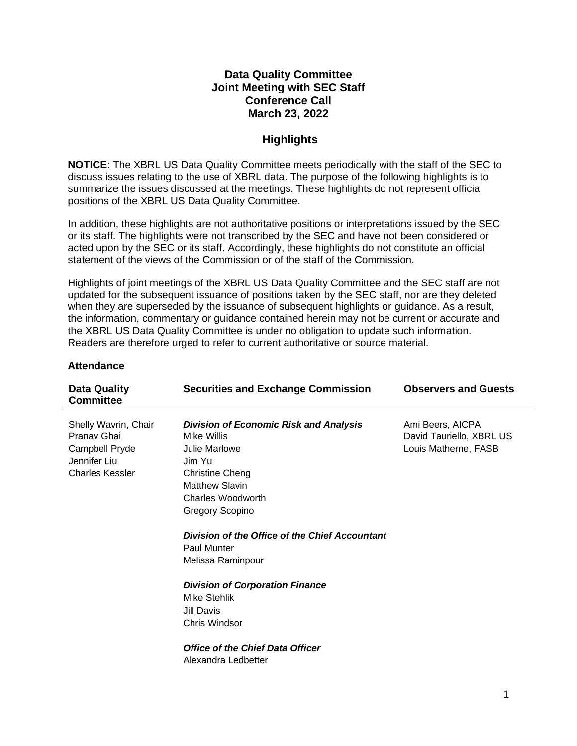# Data Quality Committee
# Joint Meeting with SEC Staff
# Conference Call
# March 23, 2022

## Highlights

**NOTICE**: The XBRL US Data Quality Committee meets periodically with the staff of the SEC to discuss issues relating to the use of XBRL data. The purpose of the following highlights is to summarize the issues discussed at the meetings. These highlights do not represent official positions of the XBRL US Data Quality Committee.

In addition, these highlights are not authoritative positions or interpretations issued by the SEC or its staff. The highlights were not transcribed by the SEC and have not been considered or acted upon by the SEC or its staff. Accordingly, these highlights do not constitute an official statement of the views of the Commission or of the staff of the Commission.

Highlights of joint meetings of the XBRL US Data Quality Committee and the SEC staff are not updated for the subsequent issuance of positions taken by the SEC staff, nor are they deleted when they are superseded by the issuance of subsequent highlights or guidance. As a result, the information, commentary or guidance contained herein may not be current or accurate and the XBRL US Data Quality Committee is under no obligation to update such information. Readers are therefore urged to refer to current authoritative or source material.

### Attendance

| Data Quality Committee | Securities and Exchange Commission | Observers and Guests |
|---|---|---|
| Shelly Wavrin, Chair | ***Division of Economic Risk and Analysis*** | Ami Beers, AICPA |
| Pranav Ghai | Mike Willis | David Tauriello, XBRL US |
| Campbell Pryde | Julie Marlowe | Louis Matherne, FASB |
| Jennifer Liu | Jim Yu | |
| Charles Kessler | Christine Cheng | |
| | Matthew Slavin | |
| | Charles Woodworth | |
| | Gregory Scopino | |
| | ***Division of the Office of the Chief Accountant*** | |
| | Paul Munter | |
| | Melissa Raminpour | |
| | ***Division of Corporation Finance*** | |
| | Mike Stehlik | |
| | Jill Davis | |
| | Chris Windsor | |
| | ***Office of the Chief Data Officer*** | |
| | Alexandra Ledbetter | |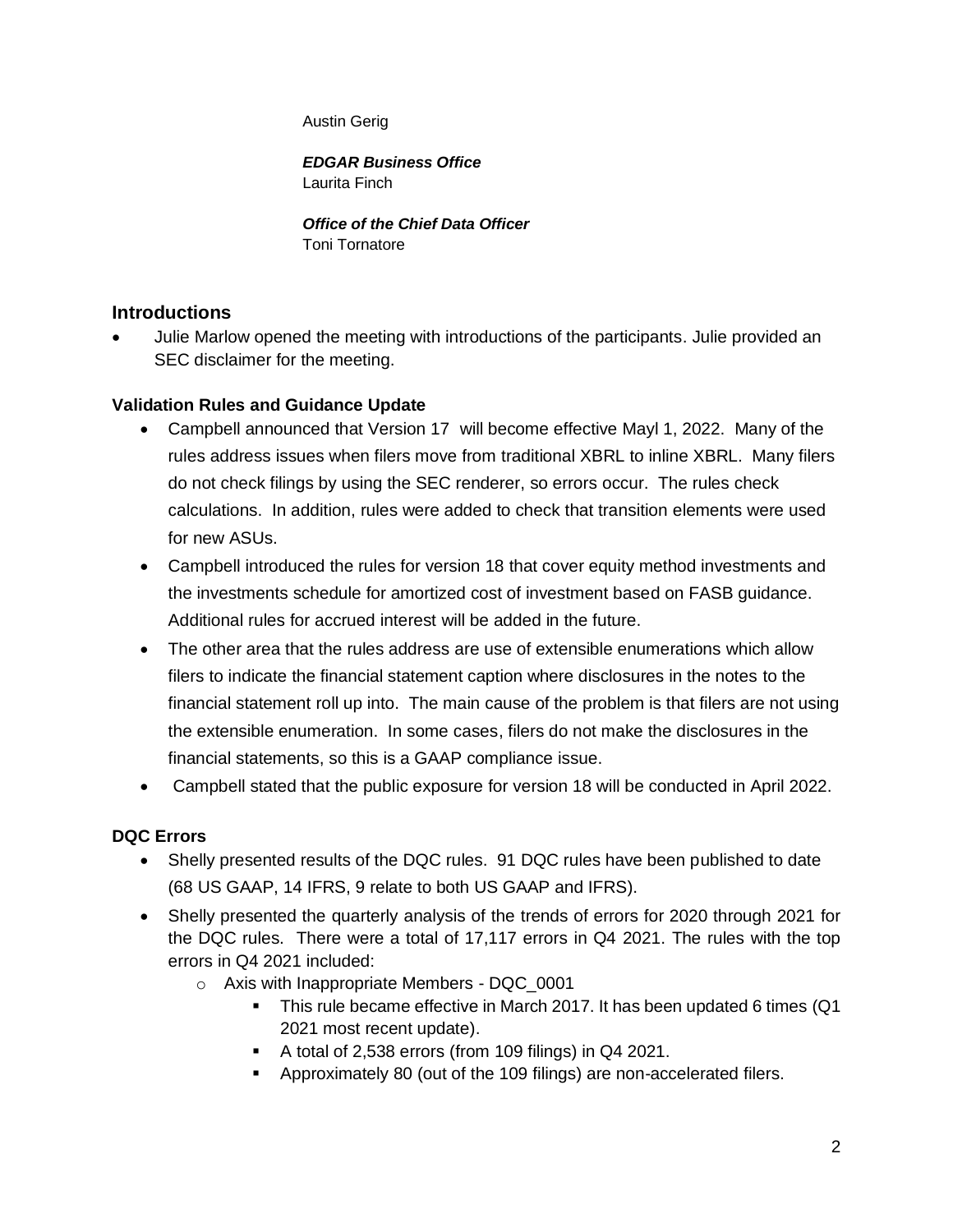Austin Gerig

***EDGAR Business Office***
Laurita Finch

***Office of the Chief Data Officer***
Toni Tornatore

## Introductions

- Julie Marlow opened the meeting with introductions of the participants. Julie provided an SEC disclaimer for the meeting.

### Validation Rules and Guidance Update

- Campbell announced that Version 17 will become effective Mayl 1, 2022. Many of the rules address issues when filers move from traditional XBRL to inline XBRL. Many filers do not check filings by using the SEC renderer, so errors occur. The rules check calculations. In addition, rules were added to check that transition elements were used for new ASUs.
- Campbell introduced the rules for version 18 that cover equity method investments and the investments schedule for amortized cost of investment based on FASB guidance. Additional rules for accrued interest will be added in the future.
- The other area that the rules address are use of extensible enumerations which allow filers to indicate the financial statement caption where disclosures in the notes to the financial statement roll up into. The main cause of the problem is that filers are not using the extensible enumeration. In some cases, filers do not make the disclosures in the financial statements, so this is a GAAP compliance issue.
- Campbell stated that the public exposure for version 18 will be conducted in April 2022.

### DQC Errors

- Shelly presented results of the DQC rules. 91 DQC rules have been published to date (68 US GAAP, 14 IFRS, 9 relate to both US GAAP and IFRS).
- Shelly presented the quarterly analysis of the trends of errors for 2020 through 2021 for the DQC rules. There were a total of 17,117 errors in Q4 2021. The rules with the top errors in Q4 2021 included:
  - Axis with Inappropriate Members - DQC_0001
    - This rule became effective in March 2017. It has been updated 6 times (Q1 2021 most recent update).
    - A total of 2,538 errors (from 109 filings) in Q4 2021.
    - Approximately 80 (out of the 109 filings) are non-accelerated filers.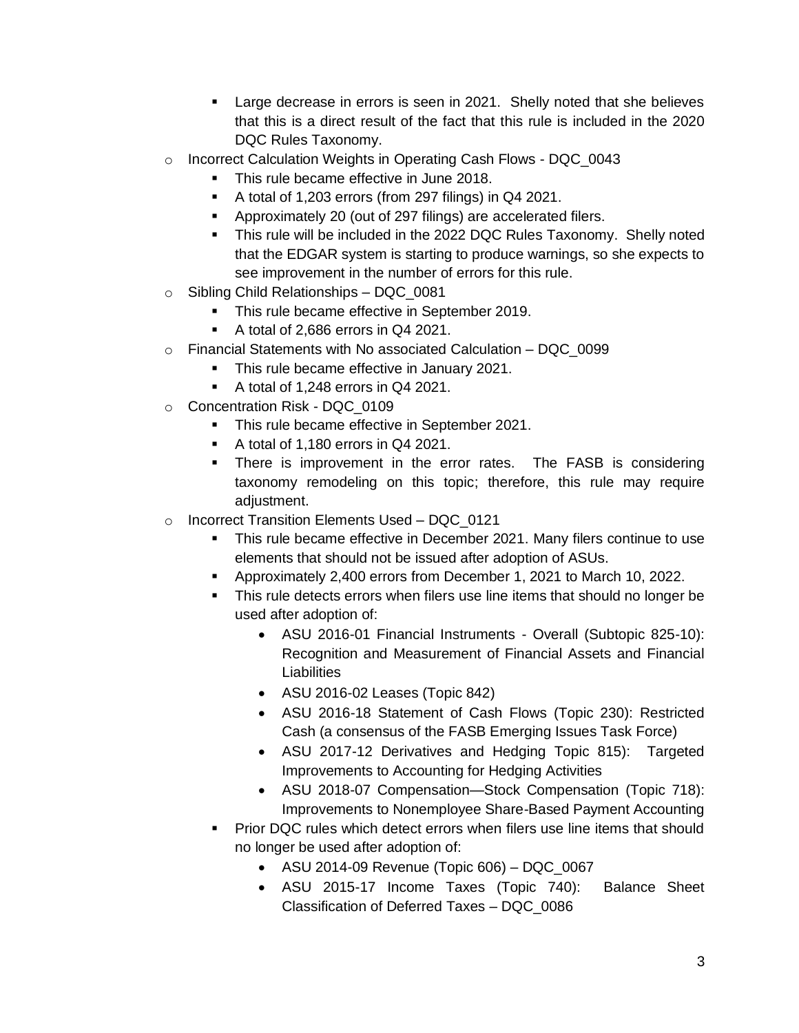- Large decrease in errors is seen in 2021. Shelly noted that she believes that this is a direct result of the fact that this rule is included in the 2020 DQC Rules Taxonomy.
    - Incorrect Calculation Weights in Operating Cash Flows - DQC_0043
        - This rule became effective in June 2018.
        - A total of 1,203 errors (from 297 filings) in Q4 2021.
        - Approximately 20 (out of 297 filings) are accelerated filers.
        - This rule will be included in the 2022 DQC Rules Taxonomy. Shelly noted that the EDGAR system is starting to produce warnings, so she expects to see improvement in the number of errors for this rule.
    - Sibling Child Relationships – DQC_0081
        - This rule became effective in September 2019.
        - A total of 2,686 errors in Q4 2021.
    - Financial Statements with No associated Calculation – DQC_0099
        - This rule became effective in January 2021.
        - A total of 1,248 errors in Q4 2021.
    - Concentration Risk - DQC_0109
        - This rule became effective in September 2021.
        - A total of 1,180 errors in Q4 2021.
        - There is improvement in the error rates. The FASB is considering taxonomy remodeling on this topic; therefore, this rule may require adjustment.
    - Incorrect Transition Elements Used – DQC_0121
        - This rule became effective in December 2021. Many filers continue to use elements that should not be issued after adoption of ASUs.
        - Approximately 2,400 errors from December 1, 2021 to March 10, 2022.
        - This rule detects errors when filers use line items that should no longer be used after adoption of:
            - ASU 2016-01 Financial Instruments - Overall (Subtopic 825-10): Recognition and Measurement of Financial Assets and Financial Liabilities
            - ASU 2016-02 Leases (Topic 842)
            - ASU 2016-18 Statement of Cash Flows (Topic 230): Restricted Cash (a consensus of the FASB Emerging Issues Task Force)
            - ASU 2017-12 Derivatives and Hedging Topic 815): Targeted Improvements to Accounting for Hedging Activities
            - ASU 2018-07 Compensation—Stock Compensation (Topic 718): Improvements to Nonemployee Share-Based Payment Accounting
        - Prior DQC rules which detect errors when filers use line items that should no longer be used after adoption of:
            - ASU 2014-09 Revenue (Topic 606) – DQC_0067
            - ASU 2015-17 Income Taxes (Topic 740): Balance Sheet Classification of Deferred Taxes – DQC_0086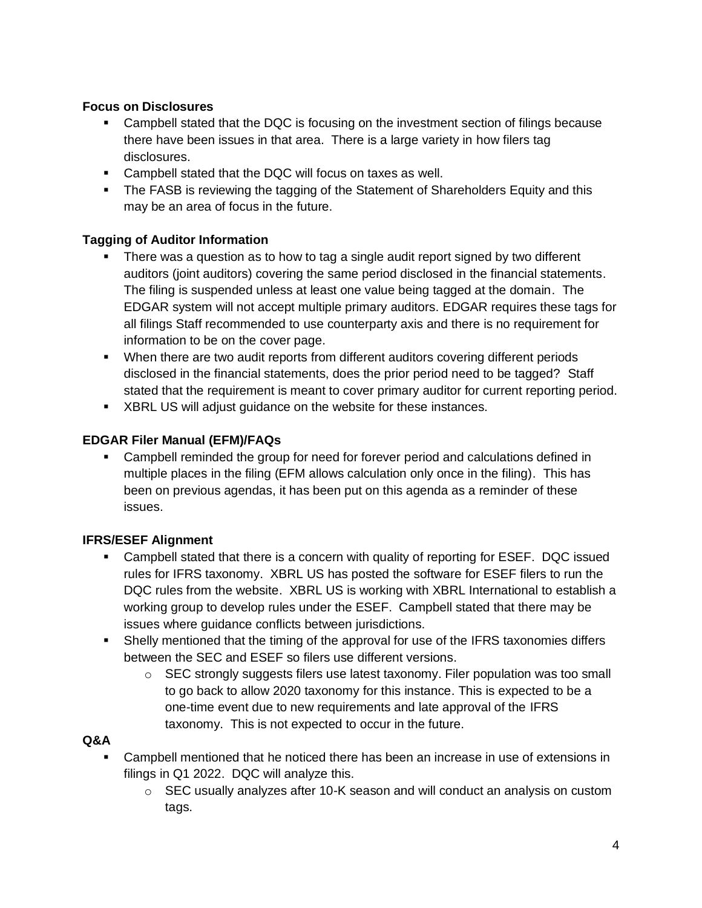**Focus on Disclosures**

- Campbell stated that the DQC is focusing on the investment section of filings because there have been issues in that area. There is a large variety in how filers tag disclosures.
- Campbell stated that the DQC will focus on taxes as well.
- The FASB is reviewing the tagging of the Statement of Shareholders Equity and this may be an area of focus in the future.

**Tagging of Auditor Information**

- There was a question as to how to tag a single audit report signed by two different auditors (joint auditors) covering the same period disclosed in the financial statements. The filing is suspended unless at least one value being tagged at the domain. The EDGAR system will not accept multiple primary auditors. EDGAR requires these tags for all filings Staff recommended to use counterparty axis and there is no requirement for information to be on the cover page.
- When there are two audit reports from different auditors covering different periods disclosed in the financial statements, does the prior period need to be tagged? Staff stated that the requirement is meant to cover primary auditor for current reporting period.
- XBRL US will adjust guidance on the website for these instances.

**EDGAR Filer Manual (EFM)/FAQs**

- Campbell reminded the group for need for forever period and calculations defined in multiple places in the filing (EFM allows calculation only once in the filing). This has been on previous agendas, it has been put on this agenda as a reminder of these issues.

**IFRS/ESEF Alignment**

- Campbell stated that there is a concern with quality of reporting for ESEF. DQC issued rules for IFRS taxonomy. XBRL US has posted the software for ESEF filers to run the DQC rules from the website. XBRL US is working with XBRL International to establish a working group to develop rules under the ESEF. Campbell stated that there may be issues where guidance conflicts between jurisdictions.
- Shelly mentioned that the timing of the approval for use of the IFRS taxonomies differs between the SEC and ESEF so filers use different versions.
    - SEC strongly suggests filers use latest taxonomy. Filer population was too small to go back to allow 2020 taxonomy for this instance. This is expected to be a one-time event due to new requirements and late approval of the IFRS taxonomy. This is not expected to occur in the future.

**Q&A**

- Campbell mentioned that he noticed there has been an increase in use of extensions in filings in Q1 2022. DQC will analyze this.
    - SEC usually analyzes after 10-K season and will conduct an analysis on custom tags.